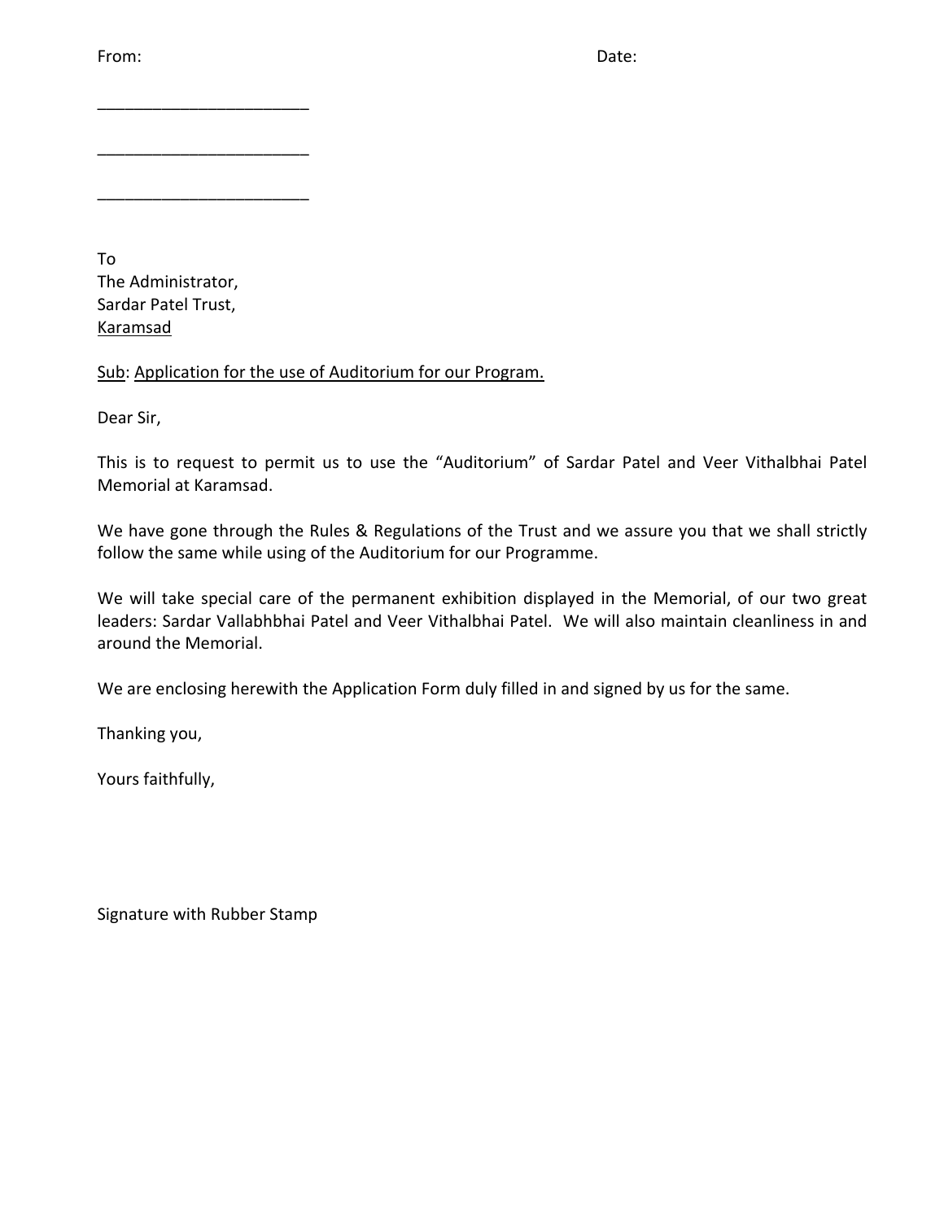From: Date:

\_\_\_\_\_\_\_\_\_\_\_\_\_\_\_\_\_\_\_\_\_\_\_\_

\_\_\_\_\_\_\_\_\_\_\_\_\_\_\_\_\_\_\_\_\_\_\_\_

\_\_\_\_\_\_\_\_\_\_\_\_\_\_\_\_\_\_\_\_\_\_\_\_

To
The Administrator,
Sardar Patel Trust,
<u>Karamsad</u>

<u>Sub</u>: <u>Application for the use of Auditorium for our Program.</u>

Dear Sir,

This is to request to permit us to use the "Auditorium" of Sardar Patel and Veer Vithalbhai Patel Memorial at Karamsad.

We have gone through the Rules & Regulations of the Trust and we assure you that we shall strictly follow the same while using of the Auditorium for our Programme.

We will take special care of the permanent exhibition displayed in the Memorial, of our two great leaders: Sardar Vallabhbhai Patel and Veer Vithalbhai Patel. We will also maintain cleanliness in and around the Memorial.

We are enclosing herewith the Application Form duly filled in and signed by us for the same.

Thanking you,

Yours faithfully,

Signature with Rubber Stamp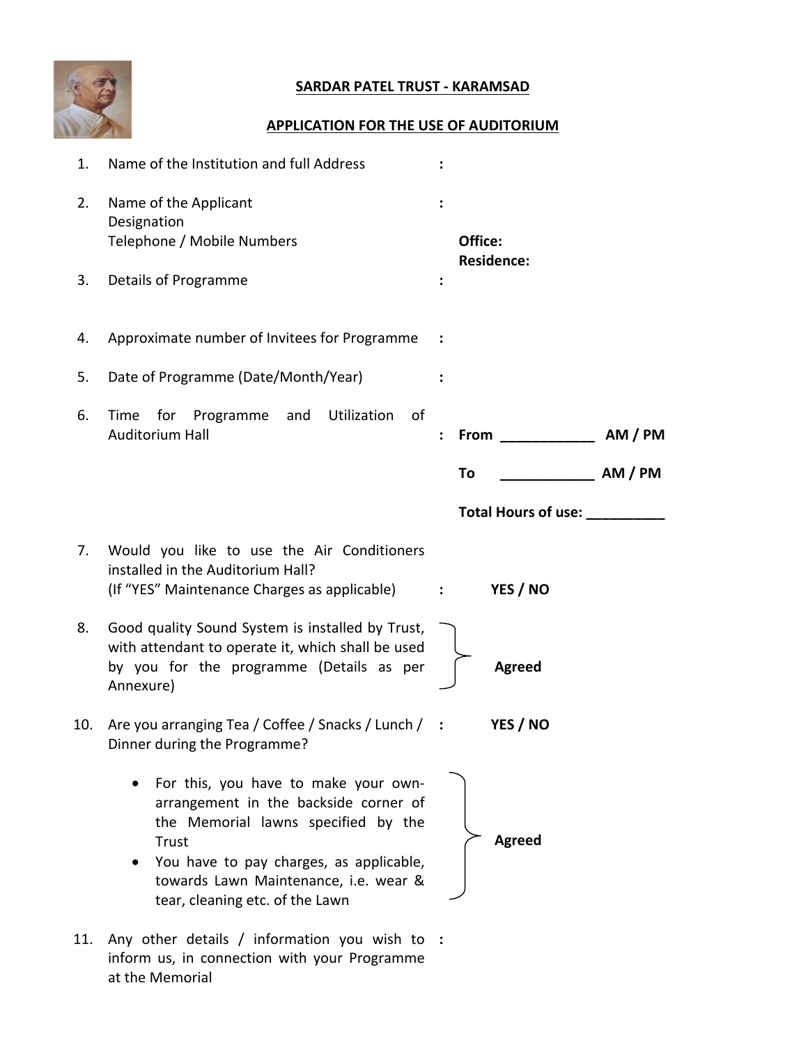**SARDAR PATEL TRUST - KARAMSAD**

**APPLICATION FOR THE USE OF AUDITORIUM**

1. Name of the Institution and full Address :

2. Name of the Applicant :
   Designation
   Telephone / Mobile Numbers
   **Office:**
   **Residence:**

3. Details of Programme :

4. Approximate number of Invitees for Programme :

5. Date of Programme (Date/Month/Year) :

6. Time for Programme and Utilization of Auditorium Hall : **From ____________ AM / PM**

   **To ____________ AM / PM**

   **Total Hours of use: __________**

7. Would you like to use the Air Conditioners installed in the Auditorium Hall?
   (If "YES" Maintenance Charges as applicable) : **YES / NO**

8. Good quality Sound System is installed by Trust, with attendant to operate it, which shall be used by you for the programme (Details as per Annexure) } **Agreed**

10. Are you arranging Tea / Coffee / Snacks / Lunch / Dinner during the Programme? : **YES / NO**

    - For this, you have to make your own-arrangement in the backside corner of the Memorial lawns specified by the Trust
    - You have to pay charges, as applicable, towards Lawn Maintenance, i.e. wear & tear, cleaning etc. of the Lawn

    } **Agreed**

11. Any other details / information you wish to inform us, in connection with your Programme at the Memorial :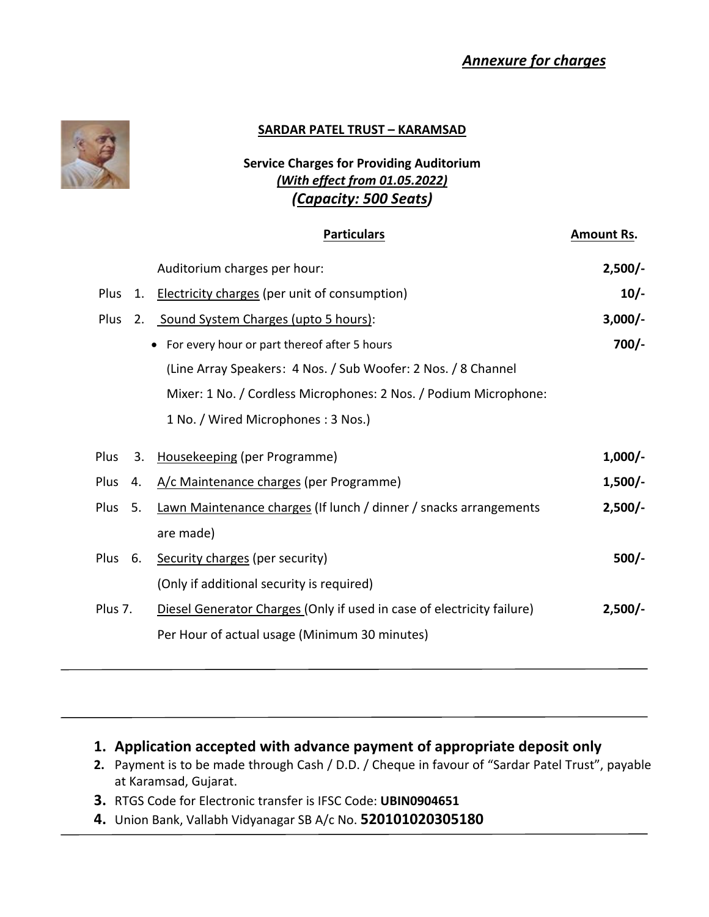*Annexure for charges*

**SARDAR PATEL TRUST – KARAMSAD**

**Service Charges for Providing Auditorium**
***(With effect from 01.05.2022)***
***(Capacity: 500 Seats)***

| | | Particulars | Amount Rs. |
|---|---|---|---|
| | | Auditorium charges per hour: | **2,500/-** |
| Plus | 1. | Electricity charges (per unit of consumption) | **10/-** |
| Plus | 2. | Sound System Charges (upto 5 hours): | **3,000/-** |
| | | • For every hour or part thereof after 5 hours | **700/-** |
| | | (Line Array Speakers: 4 Nos. / Sub Woofer: 2 Nos. / 8 Channel Mixer: 1 No. / Cordless Microphones: 2 Nos. / Podium Microphone: 1 No. / Wired Microphones : 3 Nos.) | |
| Plus | 3. | Housekeeping (per Programme) | **1,000/-** |
| Plus | 4. | A/c Maintenance charges (per Programme) | **1,500/-** |
| Plus | 5. | Lawn Maintenance charges (If lunch / dinner / snacks arrangements are made) | **2,500/-** |
| Plus | 6. | Security charges (per security) (Only if additional security is required) | **500/-** |
| Plus | 7. | Diesel Generator Charges (Only if used in case of electricity failure) Per Hour of actual usage (Minimum 30 minutes) | **2,500/-** |

1. **Application accepted with advance payment of appropriate deposit only**
2. Payment is to be made through Cash / D.D. / Cheque in favour of "Sardar Patel Trust", payable at Karamsad, Gujarat.
3. RTGS Code for Electronic transfer is IFSC Code: **UBIN0904651**
4. Union Bank, Vallabh Vidyanagar SB A/c No. **520101020305180**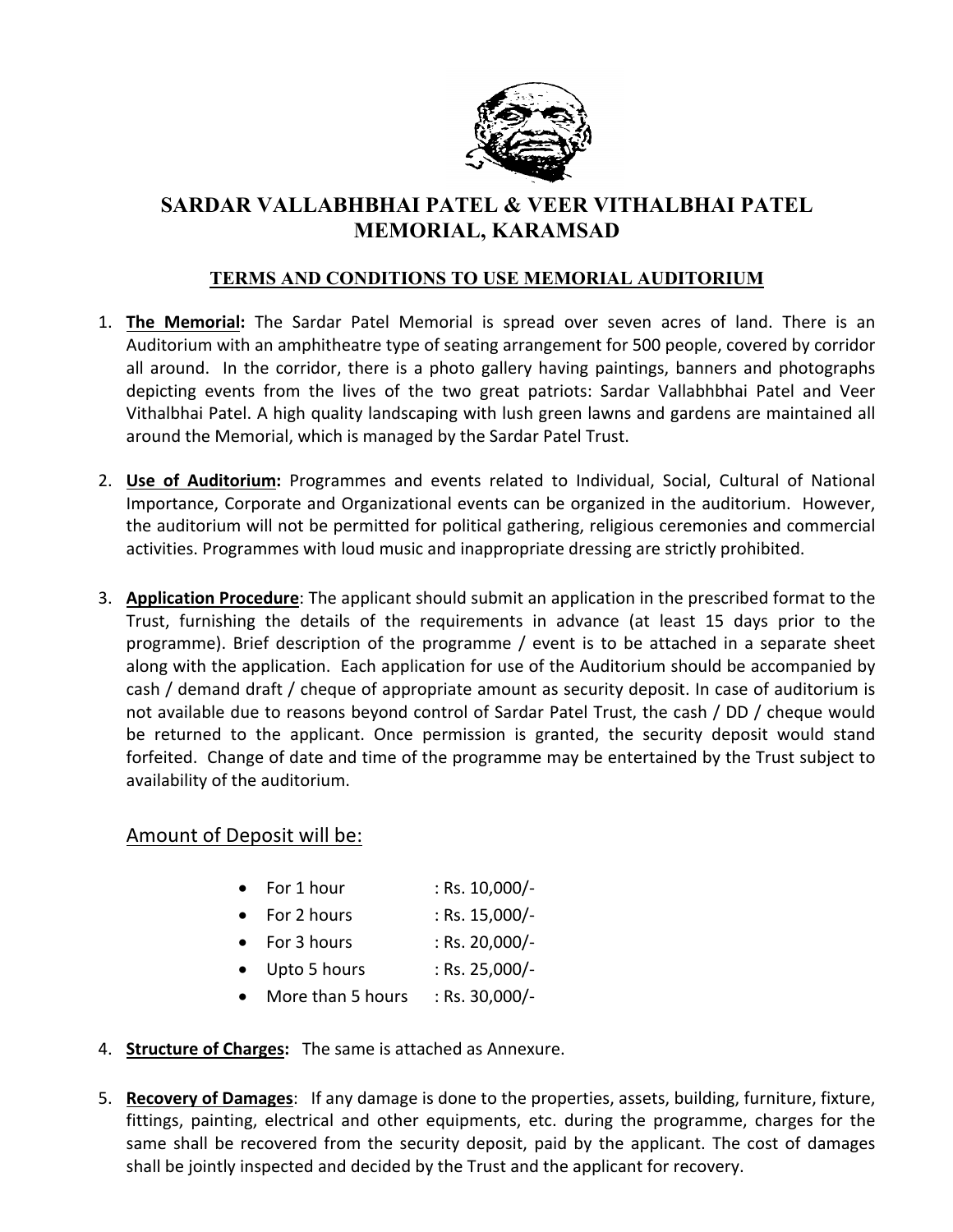# SARDAR VALLABHBHAI PATEL & VEER VITHALBHAI PATEL MEMORIAL, KARAMSAD

## TERMS AND CONDITIONS TO USE MEMORIAL AUDITORIUM

1. **The Memorial:** The Sardar Patel Memorial is spread over seven acres of land. There is an Auditorium with an amphitheatre type of seating arrangement for 500 people, covered by corridor all around. In the corridor, there is a photo gallery having paintings, banners and photographs depicting events from the lives of the two great patriots: Sardar Vallabhbhai Patel and Veer Vithalbhai Patel. A high quality landscaping with lush green lawns and gardens are maintained all around the Memorial, which is managed by the Sardar Patel Trust.

2. **Use of Auditorium:** Programmes and events related to Individual, Social, Cultural of National Importance, Corporate and Organizational events can be organized in the auditorium. However, the auditorium will not be permitted for political gathering, religious ceremonies and commercial activities. Programmes with loud music and inappropriate dressing are strictly prohibited.

3. **Application Procedure**: The applicant should submit an application in the prescribed format to the Trust, furnishing the details of the requirements in advance (at least 15 days prior to the programme). Brief description of the programme / event is to be attached in a separate sheet along with the application. Each application for use of the Auditorium should be accompanied by cash / demand draft / cheque of appropriate amount as security deposit. In case of auditorium is not available due to reasons beyond control of Sardar Patel Trust, the cash / DD / cheque would be returned to the applicant. Once permission is granted, the security deposit would stand forfeited. Change of date and time of the programme may be entertained by the Trust subject to availability of the auditorium.

   Amount of Deposit will be:

   - For 1 hour : Rs. 10,000/-
   - For 2 hours : Rs. 15,000/-
   - For 3 hours : Rs. 20,000/-
   - Upto 5 hours : Rs. 25,000/-
   - More than 5 hours : Rs. 30,000/-

4. **Structure of Charges:** The same is attached as Annexure.

5. **Recovery of Damages**: If any damage is done to the properties, assets, building, furniture, fixture, fittings, painting, electrical and other equipments, etc. during the programme, charges for the same shall be recovered from the security deposit, paid by the applicant. The cost of damages shall be jointly inspected and decided by the Trust and the applicant for recovery.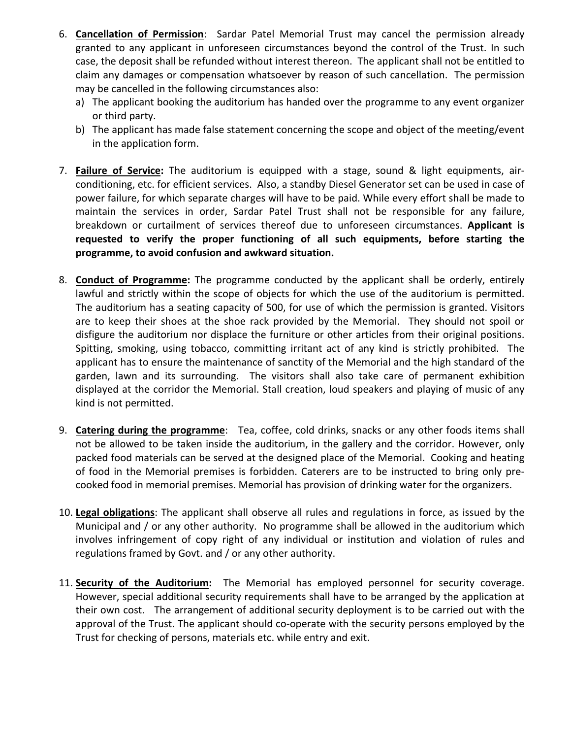6. **Cancellation of Permission**: Sardar Patel Memorial Trust may cancel the permission already granted to any applicant in unforeseen circumstances beyond the control of the Trust. In such case, the deposit shall be refunded without interest thereon. The applicant shall not be entitled to claim any damages or compensation whatsoever by reason of such cancellation. The permission may be cancelled in the following circumstances also:
   a) The applicant booking the auditorium has handed over the programme to any event organizer or third party.
   b) The applicant has made false statement concerning the scope and object of the meeting/event in the application form.

7. **Failure of Service:** The auditorium is equipped with a stage, sound & light equipments, air-conditioning, etc. for efficient services. Also, a standby Diesel Generator set can be used in case of power failure, for which separate charges will have to be paid. While every effort shall be made to maintain the services in order, Sardar Patel Trust shall not be responsible for any failure, breakdown or curtailment of services thereof due to unforeseen circumstances. **Applicant is requested to verify the proper functioning of all such equipments, before starting the programme, to avoid confusion and awkward situation.**

8. **Conduct of Programme:** The programme conducted by the applicant shall be orderly, entirely lawful and strictly within the scope of objects for which the use of the auditorium is permitted. The auditorium has a seating capacity of 500, for use of which the permission is granted. Visitors are to keep their shoes at the shoe rack provided by the Memorial. They should not spoil or disfigure the auditorium nor displace the furniture or other articles from their original positions. Spitting, smoking, using tobacco, committing irritant act of any kind is strictly prohibited. The applicant has to ensure the maintenance of sanctity of the Memorial and the high standard of the garden, lawn and its surrounding. The visitors shall also take care of permanent exhibition displayed at the corridor the Memorial. Stall creation, loud speakers and playing of music of any kind is not permitted.

9. **Catering during the programme**: Tea, coffee, cold drinks, snacks or any other foods items shall not be allowed to be taken inside the auditorium, in the gallery and the corridor. However, only packed food materials can be served at the designed place of the Memorial. Cooking and heating of food in the Memorial premises is forbidden. Caterers are to be instructed to bring only pre-cooked food in memorial premises. Memorial has provision of drinking water for the organizers.

10. **Legal obligations**: The applicant shall observe all rules and regulations in force, as issued by the Municipal and / or any other authority. No programme shall be allowed in the auditorium which involves infringement of copy right of any individual or institution and violation of rules and regulations framed by Govt. and / or any other authority.

11. **Security of the Auditorium:** The Memorial has employed personnel for security coverage. However, special additional security requirements shall have to be arranged by the application at their own cost. The arrangement of additional security deployment is to be carried out with the approval of the Trust. The applicant should co-operate with the security persons employed by the Trust for checking of persons, materials etc. while entry and exit.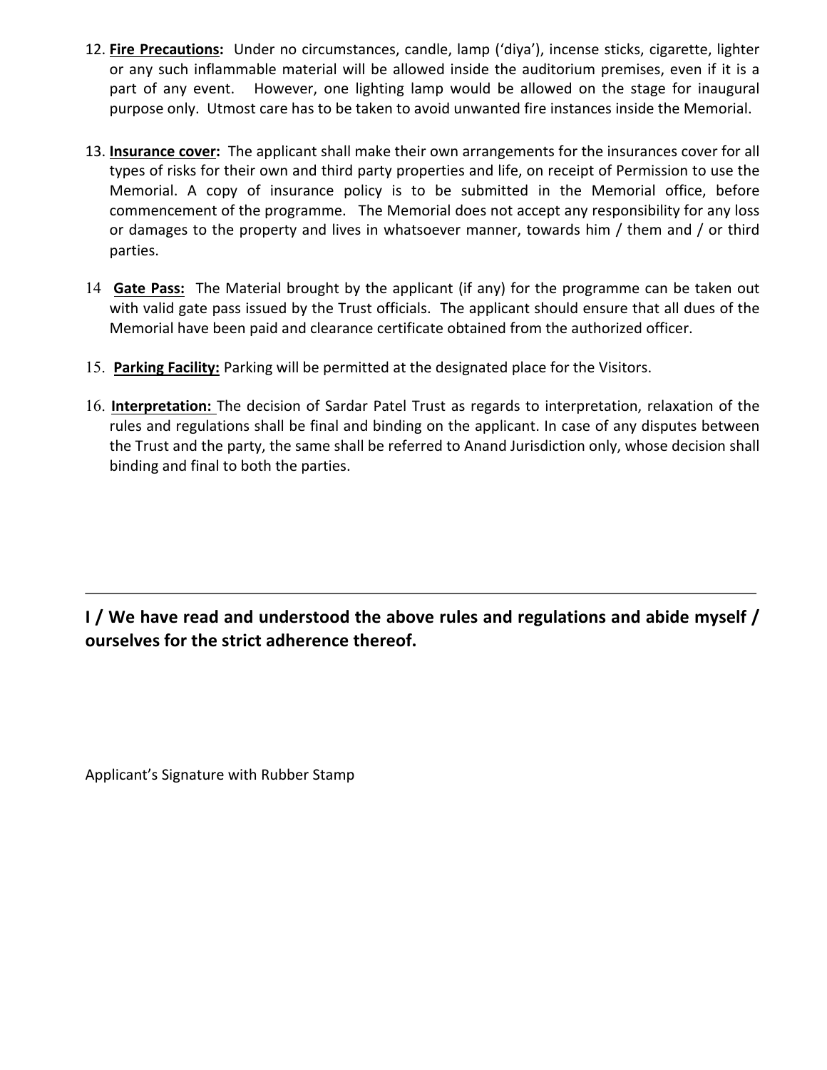12. **Fire Precautions:** Under no circumstances, candle, lamp ('diya'), incense sticks, cigarette, lighter or any such inflammable material will be allowed inside the auditorium premises, even if it is a part of any event. However, one lighting lamp would be allowed on the stage for inaugural purpose only. Utmost care has to be taken to avoid unwanted fire instances inside the Memorial.

13. **Insurance cover:** The applicant shall make their own arrangements for the insurances cover for all types of risks for their own and third party properties and life, on receipt of Permission to use the Memorial. A copy of insurance policy is to be submitted in the Memorial office, before commencement of the programme. The Memorial does not accept any responsibility for any loss or damages to the property and lives in whatsoever manner, towards him / them and / or third parties.

14 **Gate Pass:** The Material brought by the applicant (if any) for the programme can be taken out with valid gate pass issued by the Trust officials. The applicant should ensure that all dues of the Memorial have been paid and clearance certificate obtained from the authorized officer.

15. **Parking Facility:** Parking will be permitted at the designated place for the Visitors.

16. **Interpretation:** The decision of Sardar Patel Trust as regards to interpretation, relaxation of the rules and regulations shall be final and binding on the applicant. In case of any disputes between the Trust and the party, the same shall be referred to Anand Jurisdiction only, whose decision shall binding and final to both the parties.

---

**I / We have read and understood the above rules and regulations and abide myself / ourselves for the strict adherence thereof.**

Applicant's Signature with Rubber Stamp